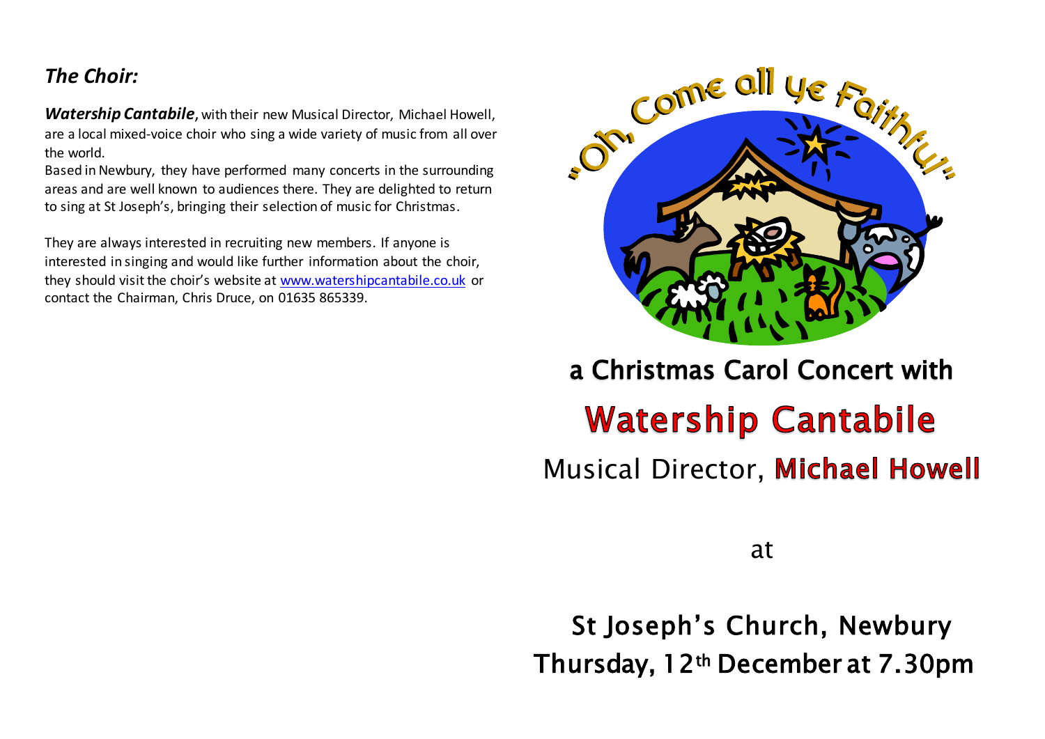## *The Choir:*

***Watership Cantabile***, with their new Musical Director, Michael Howell, are a local mixed-voice choir who sing a wide variety of music from all over the world.
Based in Newbury, they have performed many concerts in the surrounding areas and are well known to audiences there. They are delighted to return to sing at St Joseph's, bringing their selection of music for Christmas.

They are always interested in recruiting new members. If anyone is interested in singing and would like further information about the choir, they should visit the choir's website at [www.watershipcantabile.co.uk](http://www.watershipcantabile.co.uk) or contact the Chairman, Chris Druce, on 01635 865339.

"Oh, Come all ye Faithful"

## a Christmas Carol Concert with

# Watership Cantabile

## Musical Director, Michael Howell

at

## St Joseph's Church, Newbury
## Thursday, 12th December at 7.30pm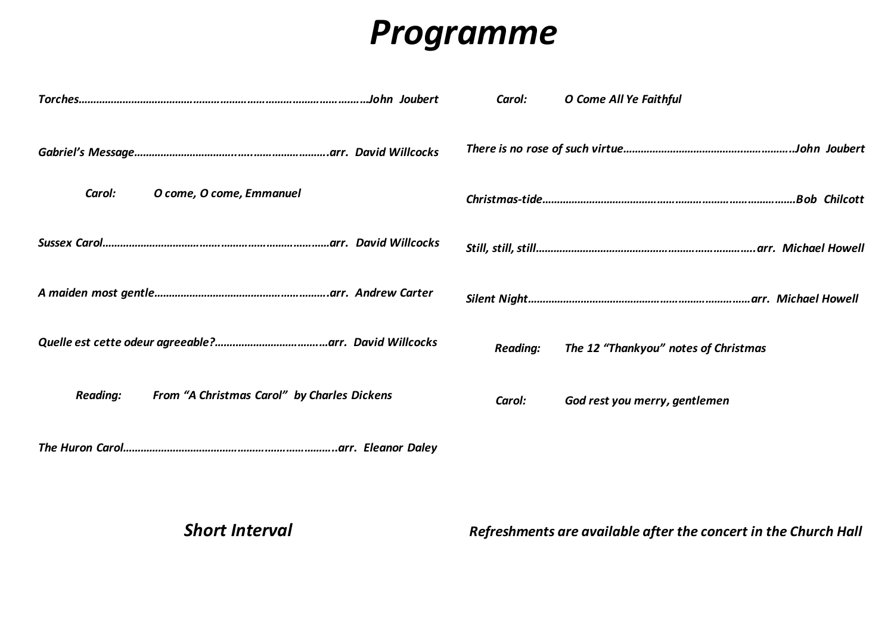# *Programme*

*Torches……………………………………………………………………………………John Joubert*

*Gabriel's Message…………………………..….………………….arr. David Willcocks*

*Carol: O come, O come, Emmanuel*

*Sussex Carol……………………………………………………………arr. David Willcocks*

*A maiden most gentle…………………………………………………arr. Andrew Carter*

*Quelle est cette odeur agreeable?……………………………arr. David Willcocks*

*Reading: From "A Christmas Carol" by Charles Dickens*

*The Huron Carol…………………………………………………………..arr. Eleanor Daley*

## *Short Interval*

*Carol: O Come All Ye Faithful*

*There is no rose of such virtue………………………………………………..John Joubert*

*Christmas-tide…………………………………………………………………………Bob Chilcott*

*Still, still, still…………………………………………………………………arr. Michael Howell*

*Silent Night………………………………………………………………arr. Michael Howell*

*Reading: The 12 "Thankyou" notes of Christmas*

*Carol: God rest you merry, gentlemen*

***Refreshments are available after the concert in the Church Hall***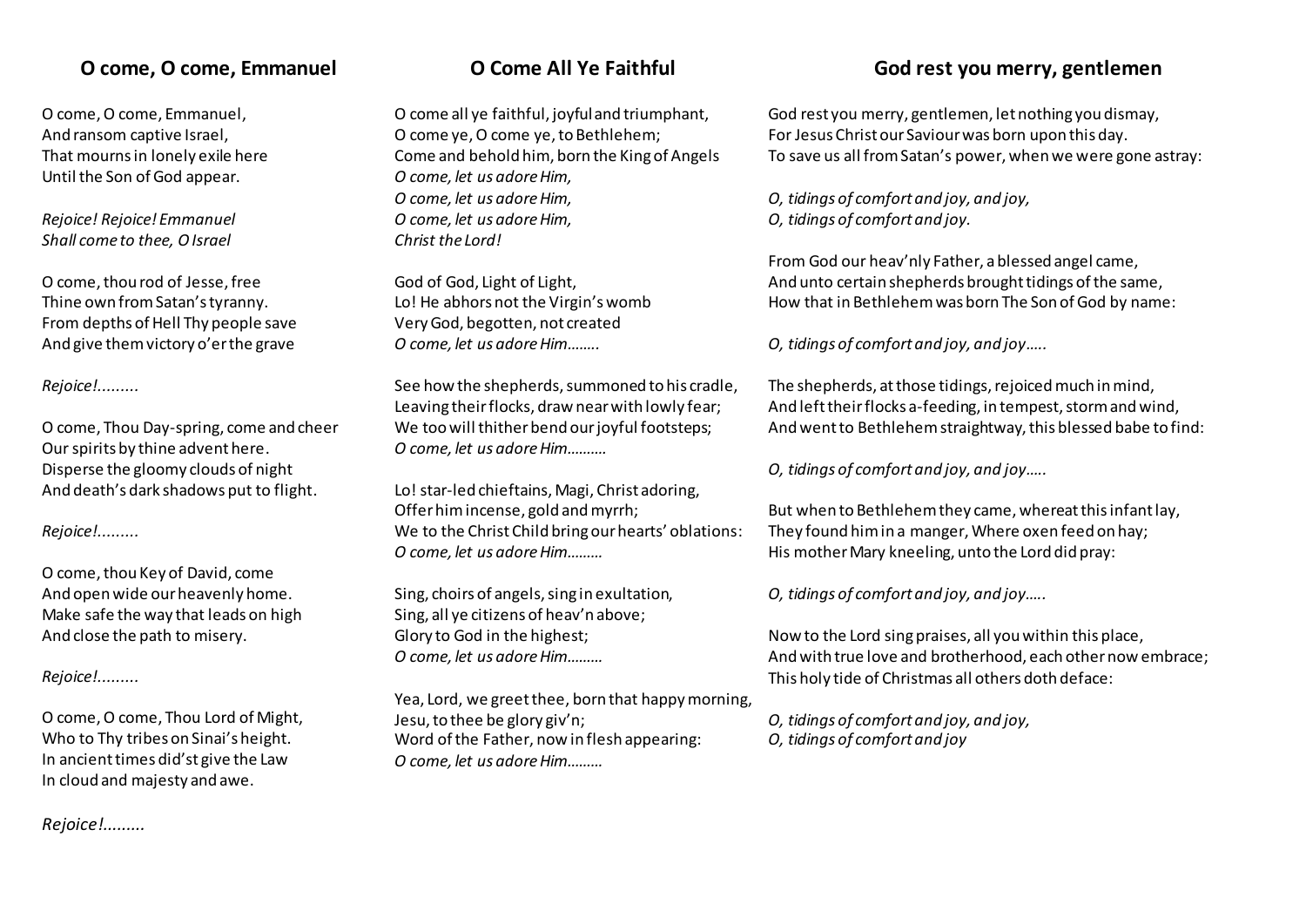## O come, O come, Emmanuel

O come, O come, Emmanuel,
And ransom captive Israel,
That mourns in lonely exile here
Until the Son of God appear.

*Rejoice! Rejoice! Emmanuel*
*Shall come to thee, O Israel*

O come, thou rod of Jesse, free
Thine own from Satan's tyranny.
From depths of Hell Thy people save
And give them victory o'er the grave

*Rejoice!.........*

O come, Thou Day-spring, come and cheer
Our spirits by thine advent here.
Disperse the gloomy clouds of night
And death's dark shadows put to flight.

*Rejoice!.........*

O come, thou Key of David, come
And open wide our heavenly home.
Make safe the way that leads on high
And close the path to misery.

*Rejoice!.........*

O come, O come, Thou Lord of Might,
Who to Thy tribes on Sinai's height.
In ancient times did'st give the Law
In cloud and majesty and awe.

*Rejoice!.........*

## O Come All Ye Faithful

O come all ye faithful, joyful and triumphant,
O come ye, O come ye, to Bethlehem;
Come and behold him, born the King of Angels
*O come, let us adore Him,*
*O come, let us adore Him,*
*O come, let us adore Him,*
*Christ the Lord!*

God of God, Light of Light,
Lo! He abhors not the Virgin's womb
Very God, begotten, not created
*O come, let us adore Him........*

See how the shepherds, summoned to his cradle,
Leaving their flocks, draw near with lowly fear;
We too will thither bend our joyful footsteps;
*O come, let us adore Him..........*

Lo! star-led chieftains, Magi, Christ adoring,
Offer him incense, gold and myrrh;
We to the Christ Child bring our hearts' oblations:
*O come, let us adore Him.........*

Sing, choirs of angels, sing in exultation,
Sing, all ye citizens of heav'n above;
Glory to God in the highest;
*O come, let us adore Him.........*

Yea, Lord, we greet thee, born that happy morning,
Jesu, to thee be glory giv'n;
Word of the Father, now in flesh appearing:
*O come, let us adore Him.........*

## God rest you merry, gentlemen

God rest you merry, gentlemen, let nothing you dismay,
For Jesus Christ our Saviour was born upon this day.
To save us all from Satan's power, when we were gone astray:

*O, tidings of comfort and joy, and joy,*
*O, tidings of comfort and joy.*

From God our heav'nly Father, a blessed angel came,
And unto certain shepherds brought tidings of the same,
How that in Bethlehem was born The Son of God by name:

*O, tidings of comfort and joy, and joy.....*

The shepherds, at those tidings, rejoiced much in mind,
And left their flocks a-feeding, in tempest, storm and wind,
And went to Bethlehem straightway, this blessed babe to find:

*O, tidings of comfort and joy, and joy.....*

But when to Bethlehem they came, whereat this infant lay,
They found him in a manger, Where oxen feed on hay;
His mother Mary kneeling, unto the Lord did pray:

*O, tidings of comfort and joy, and joy.....*

Now to the Lord sing praises, all you within this place,
And with true love and brotherhood, each other now embrace;
This holy tide of Christmas all others doth deface:

*O, tidings of comfort and joy, and joy,*
*O, tidings of comfort and joy*